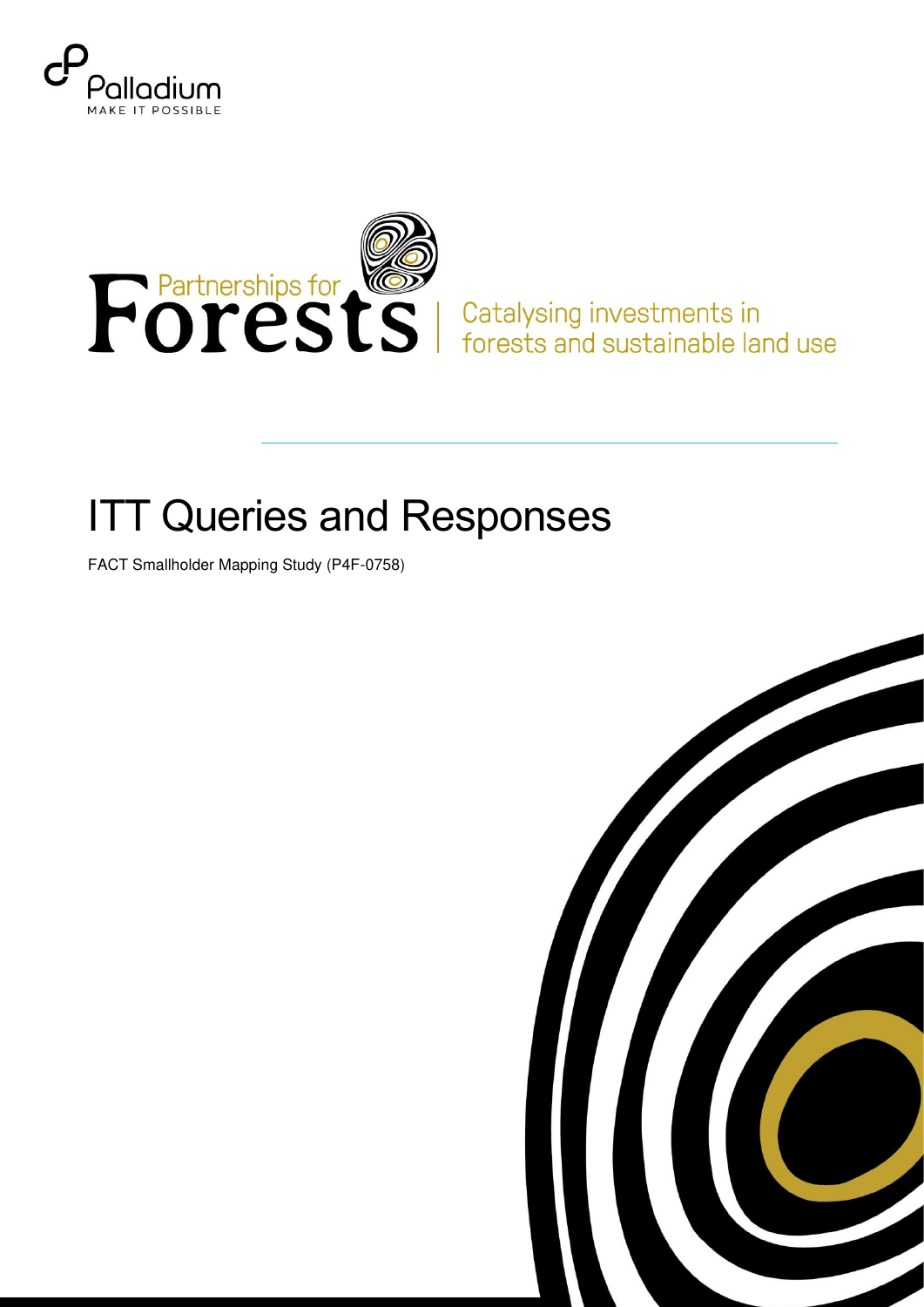Palladium
MAKE IT POSSIBLE

Partnerships for Forests | Catalysing investments in forests and sustainable land use

# ITT Queries and Responses

FACT Smallholder Mapping Study (P4F-0758)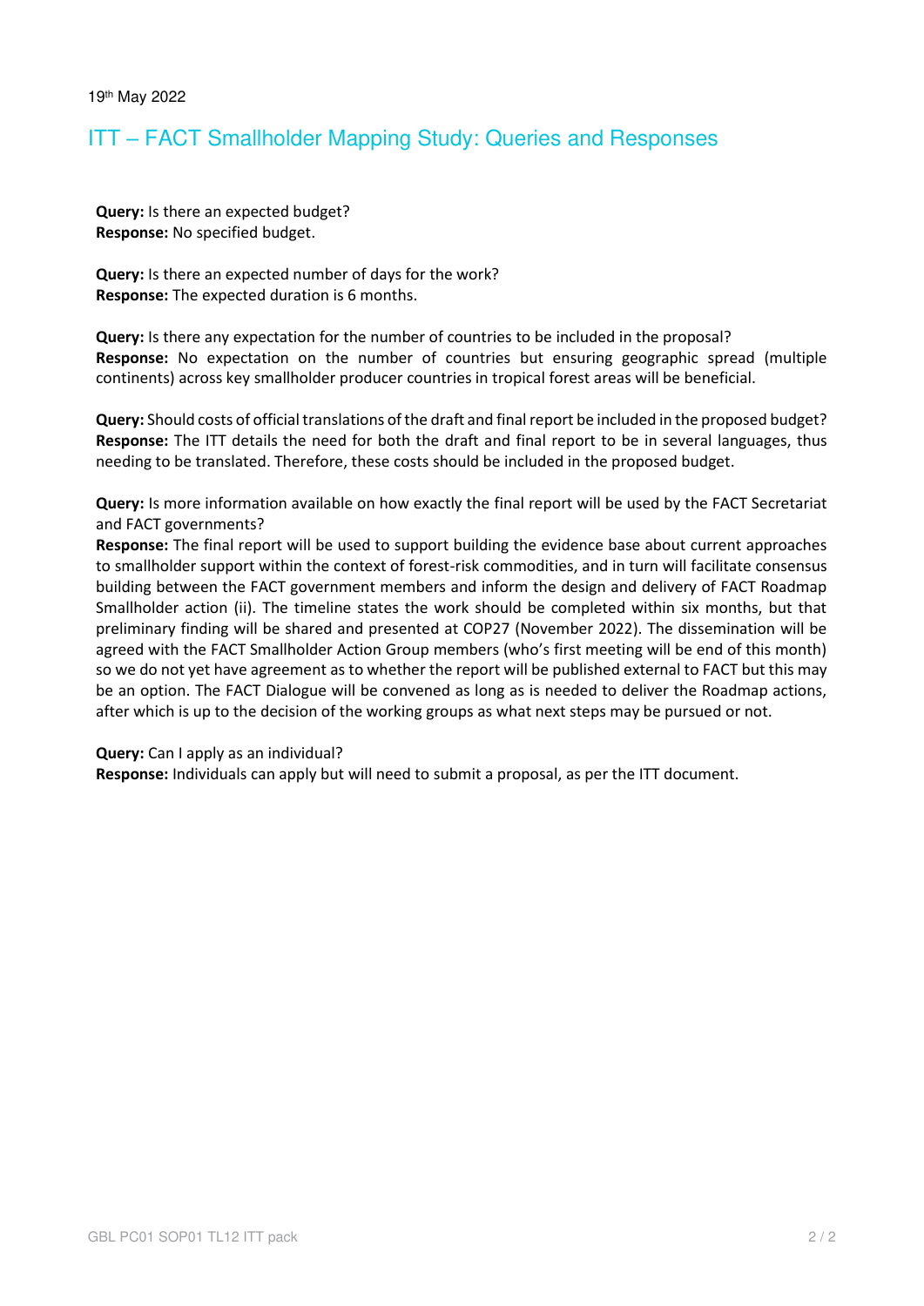19th May 2022

# ITT – FACT Smallholder Mapping Study: Queries and Responses

**Query:** Is there an expected budget?
**Response:** No specified budget.

**Query:** Is there an expected number of days for the work?
**Response:** The expected duration is 6 months.

**Query:** Is there any expectation for the number of countries to be included in the proposal?
**Response:** No expectation on the number of countries but ensuring geographic spread (multiple continents) across key smallholder producer countries in tropical forest areas will be beneficial.

**Query:** Should costs of official translations of the draft and final report be included in the proposed budget?
**Response:** The ITT details the need for both the draft and final report to be in several languages, thus needing to be translated. Therefore, these costs should be included in the proposed budget.

**Query:** Is more information available on how exactly the final report will be used by the FACT Secretariat and FACT governments?
**Response:** The final report will be used to support building the evidence base about current approaches to smallholder support within the context of forest-risk commodities, and in turn will facilitate consensus building between the FACT government members and inform the design and delivery of FACT Roadmap Smallholder action (ii). The timeline states the work should be completed within six months, but that preliminary finding will be shared and presented at COP27 (November 2022). The dissemination will be agreed with the FACT Smallholder Action Group members (who's first meeting will be end of this month) so we do not yet have agreement as to whether the report will be published external to FACT but this may be an option. The FACT Dialogue will be convened as long as is needed to deliver the Roadmap actions, after which is up to the decision of the working groups as what next steps may be pursued or not.

**Query:** Can I apply as an individual?
**Response:** Individuals can apply but will need to submit a proposal, as per the ITT document.